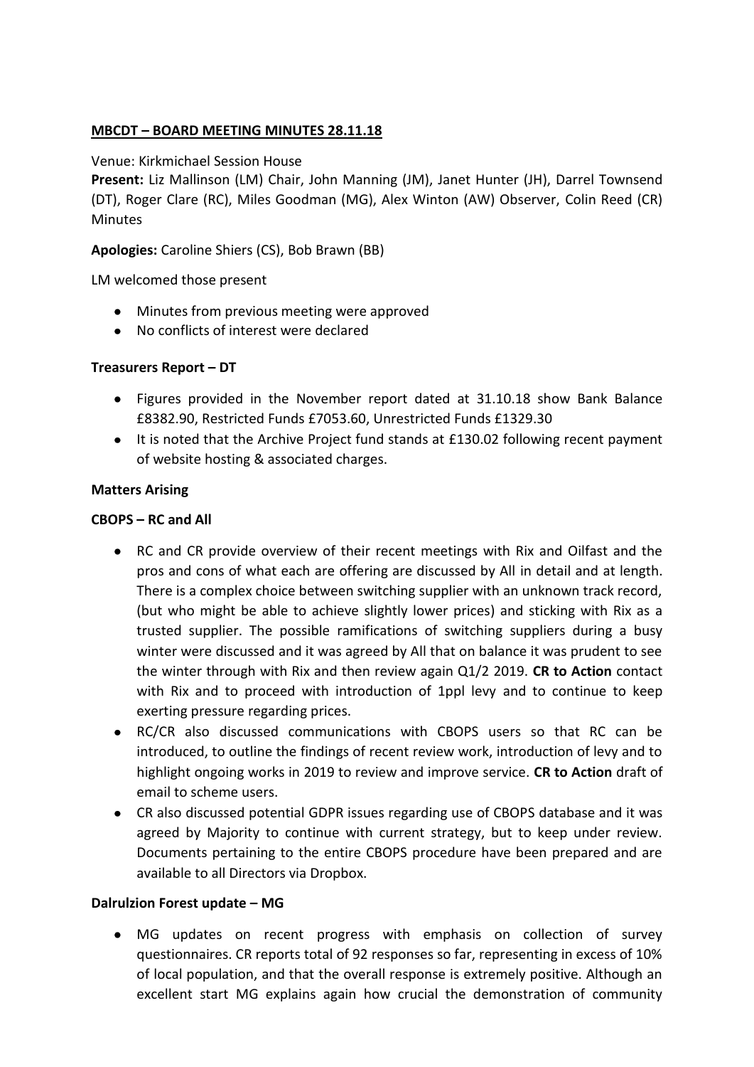**MBCDT – BOARD MEETING MINUTES 28.11.18**

Venue: Kirkmichael Session House

**Present:** Liz Mallinson (LM) Chair, John Manning (JM), Janet Hunter (JH), Darrel Townsend (DT), Roger Clare (RC), Miles Goodman (MG), Alex Winton (AW) Observer, Colin Reed (CR) Minutes

**Apologies:** Caroline Shiers (CS), Bob Brawn (BB)

LM welcomed those present

- Minutes from previous meeting were approved
- No conflicts of interest were declared

**Treasurers Report – DT**

- Figures provided in the November report dated at 31.10.18 show Bank Balance £8382.90, Restricted Funds £7053.60, Unrestricted Funds £1329.30
- It is noted that the Archive Project fund stands at £130.02 following recent payment of website hosting & associated charges.

**Matters Arising**

**CBOPS – RC and All**

- RC and CR provide overview of their recent meetings with Rix and Oilfast and the pros and cons of what each are offering are discussed by All in detail and at length. There is a complex choice between switching supplier with an unknown track record, (but who might be able to achieve slightly lower prices) and sticking with Rix as a trusted supplier. The possible ramifications of switching suppliers during a busy winter were discussed and it was agreed by All that on balance it was prudent to see the winter through with Rix and then review again Q1/2 2019. **CR to Action** contact with Rix and to proceed with introduction of 1ppl levy and to continue to keep exerting pressure regarding prices.
- RC/CR also discussed communications with CBOPS users so that RC can be introduced, to outline the findings of recent review work, introduction of levy and to highlight ongoing works in 2019 to review and improve service. **CR to Action** draft of email to scheme users.
- CR also discussed potential GDPR issues regarding use of CBOPS database and it was agreed by Majority to continue with current strategy, but to keep under review. Documents pertaining to the entire CBOPS procedure have been prepared and are available to all Directors via Dropbox.

**Dalrulzion Forest update – MG**

- MG updates on recent progress with emphasis on collection of survey questionnaires. CR reports total of 92 responses so far, representing in excess of 10% of local population, and that the overall response is extremely positive. Although an excellent start MG explains again how crucial the demonstration of community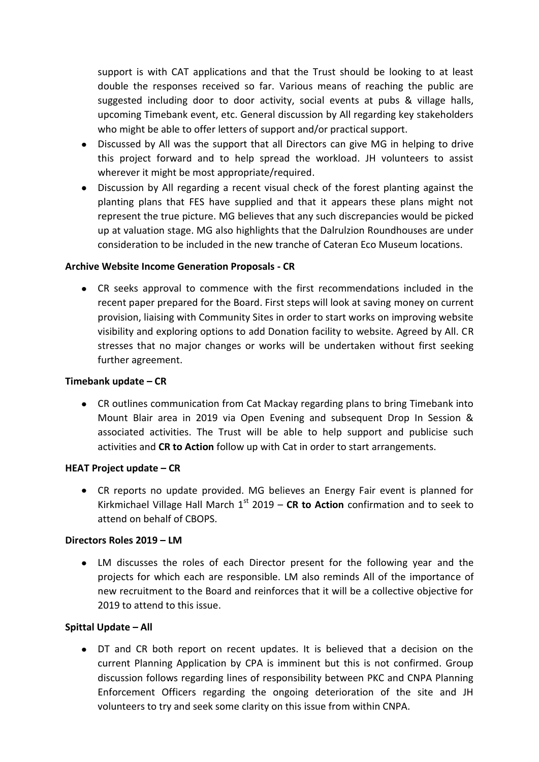support is with CAT applications and that the Trust should be looking to at least double the responses received so far. Various means of reaching the public are suggested including door to door activity, social events at pubs & village halls, upcoming Timebank event, etc. General discussion by All regarding key stakeholders who might be able to offer letters of support and/or practical support.

- Discussed by All was the support that all Directors can give MG in helping to drive this project forward and to help spread the workload. JH volunteers to assist wherever it might be most appropriate/required.
- Discussion by All regarding a recent visual check of the forest planting against the planting plans that FES have supplied and that it appears these plans might not represent the true picture. MG believes that any such discrepancies would be picked up at valuation stage. MG also highlights that the Dalrulzion Roundhouses are under consideration to be included in the new tranche of Cateran Eco Museum locations.

**Archive Website Income Generation Proposals - CR**

- CR seeks approval to commence with the first recommendations included in the recent paper prepared for the Board. First steps will look at saving money on current provision, liaising with Community Sites in order to start works on improving website visibility and exploring options to add Donation facility to website. Agreed by All. CR stresses that no major changes or works will be undertaken without first seeking further agreement.

**Timebank update – CR**

- CR outlines communication from Cat Mackay regarding plans to bring Timebank into Mount Blair area in 2019 via Open Evening and subsequent Drop In Session & associated activities. The Trust will be able to help support and publicise such activities and **CR to Action** follow up with Cat in order to start arrangements.

**HEAT Project update – CR**

- CR reports no update provided. MG believes an Energy Fair event is planned for Kirkmichael Village Hall March 1st 2019 – **CR to Action** confirmation and to seek to attend on behalf of CBOPS.

**Directors Roles 2019 – LM**

- LM discusses the roles of each Director present for the following year and the projects for which each are responsible. LM also reminds All of the importance of new recruitment to the Board and reinforces that it will be a collective objective for 2019 to attend to this issue.

**Spittal Update – All**

- DT and CR both report on recent updates. It is believed that a decision on the current Planning Application by CPA is imminent but this is not confirmed. Group discussion follows regarding lines of responsibility between PKC and CNPA Planning Enforcement Officers regarding the ongoing deterioration of the site and JH volunteers to try and seek some clarity on this issue from within CNPA.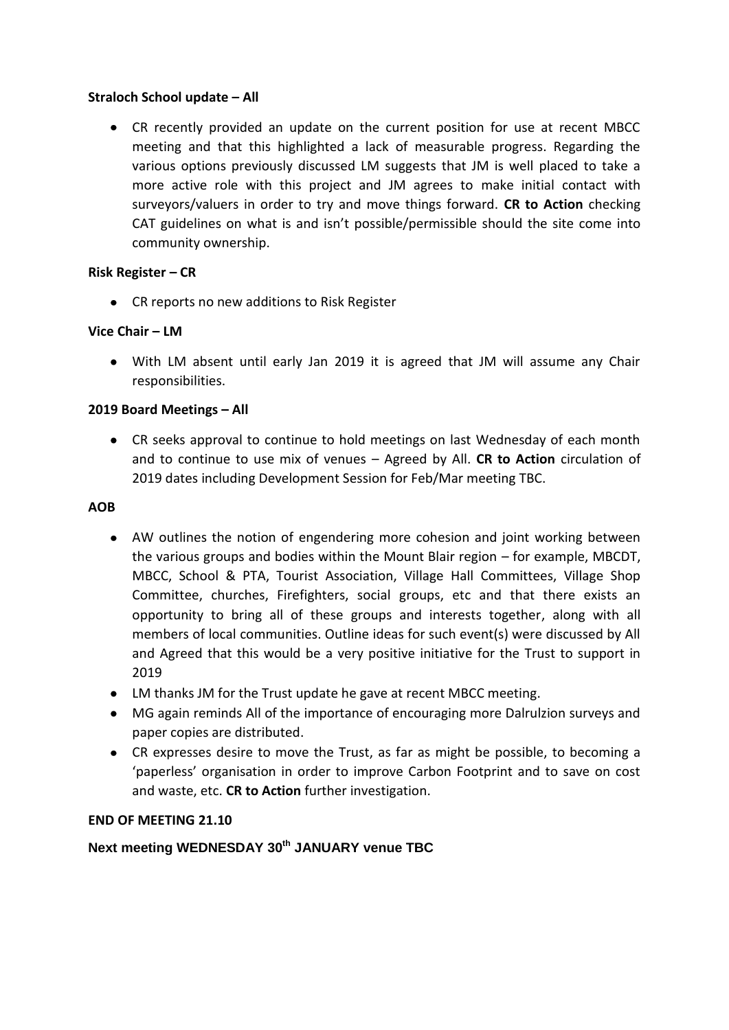**Straloch School update – All**

- CR recently provided an update on the current position for use at recent MBCC meeting and that this highlighted a lack of measurable progress. Regarding the various options previously discussed LM suggests that JM is well placed to take a more active role with this project and JM agrees to make initial contact with surveyors/valuers in order to try and move things forward. **CR to Action** checking CAT guidelines on what is and isn't possible/permissible should the site come into community ownership.

**Risk Register – CR**

- CR reports no new additions to Risk Register

**Vice Chair – LM**

- With LM absent until early Jan 2019 it is agreed that JM will assume any Chair responsibilities.

**2019 Board Meetings – All**

- CR seeks approval to continue to hold meetings on last Wednesday of each month and to continue to use mix of venues – Agreed by All. **CR to Action** circulation of 2019 dates including Development Session for Feb/Mar meeting TBC.

**AOB**

- AW outlines the notion of engendering more cohesion and joint working between the various groups and bodies within the Mount Blair region – for example, MBCDT, MBCC, School & PTA, Tourist Association, Village Hall Committees, Village Shop Committee, churches, Firefighters, social groups, etc and that there exists an opportunity to bring all of these groups and interests together, along with all members of local communities. Outline ideas for such event(s) were discussed by All and Agreed that this would be a very positive initiative for the Trust to support in 2019
- LM thanks JM for the Trust update he gave at recent MBCC meeting.
- MG again reminds All of the importance of encouraging more Dalrulzion surveys and paper copies are distributed.
- CR expresses desire to move the Trust, as far as might be possible, to becoming a 'paperless' organisation in order to improve Carbon Footprint and to save on cost and waste, etc. **CR to Action** further investigation.

**END OF MEETING 21.10**

**Next meeting WEDNESDAY 30th JANUARY venue TBC**